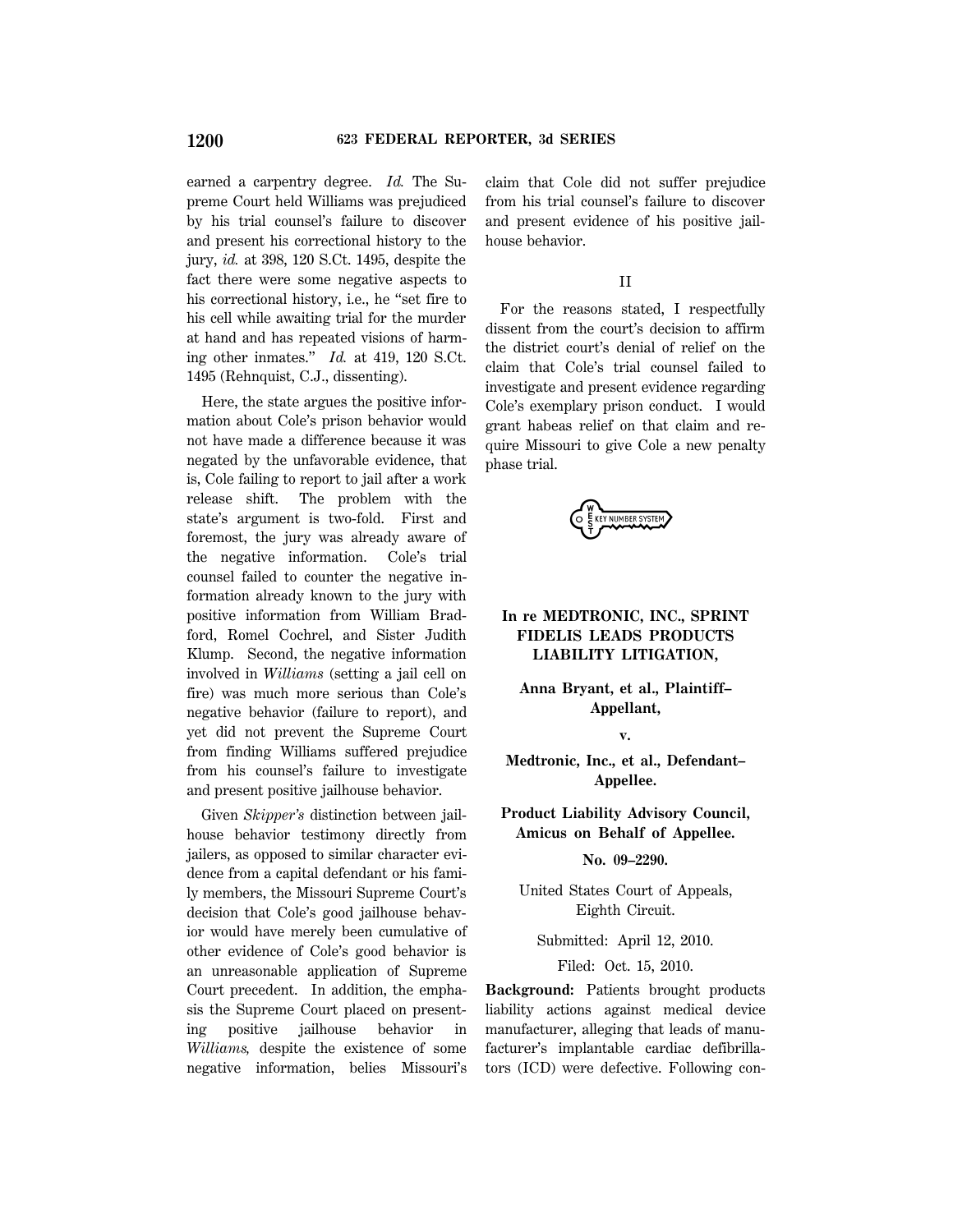earned a carpentry degree. *Id.* The Supreme Court held Williams was prejudiced by his trial counsel's failure to discover and present his correctional history to the jury, *id.* at 398, 120 S.Ct. 1495, despite the fact there were some negative aspects to his correctional history, i.e., he "set fire to his cell while awaiting trial for the murder at hand and has repeated visions of harming other inmates." *Id.* at 419, 120 S.Ct. 1495 (Rehnquist, C.J., dissenting).

Here, the state argues the positive information about Cole's prison behavior would not have made a difference because it was negated by the unfavorable evidence, that is, Cole failing to report to jail after a work release shift. The problem with the state's argument is two-fold. First and foremost, the jury was already aware of the negative information. Cole's trial counsel failed to counter the negative information already known to the jury with positive information from William Bradford, Romel Cochrel, and Sister Judith Klump. Second, the negative information involved in *Williams* (setting a jail cell on fire) was much more serious than Cole's negative behavior (failure to report), and yet did not prevent the Supreme Court from finding Williams suffered prejudice from his counsel's failure to investigate and present positive jailhouse behavior.

Given *Skipper's* distinction between jailhouse behavior testimony directly from jailers, as opposed to similar character evidence from a capital defendant or his family members, the Missouri Supreme Court's decision that Cole's good jailhouse behavior would have merely been cumulative of other evidence of Cole's good behavior is an unreasonable application of Supreme Court precedent. In addition, the emphasis the Supreme Court placed on presenting positive jailhouse behavior in *Williams,* despite the existence of some negative information, belies Missouri's claim that Cole did not suffer prejudice from his trial counsel's failure to discover and present evidence of his positive jailhouse behavior.

## II

For the reasons stated, I respectfully dissent from the court's decision to affirm the district court's denial of relief on the claim that Cole's trial counsel failed to investigate and present evidence regarding Cole's exemplary prison conduct. I would grant habeas relief on that claim and require Missouri to give Cole a new penalty phase trial.

---

## In re MEDTRONIC, INC., SPRINT FIDELIS LEADS PRODUCTS LIABILITY LITIGATION,

**Anna Bryant, et al., Plaintiff–Appellant,**

**v.**

**Medtronic, Inc., et al., Defendant–Appellee.**

**Product Liability Advisory Council, Amicus on Behalf of Appellee.**

**No. 09–2290.**

United States Court of Appeals, Eighth Circuit.

Submitted: April 12, 2010.

Filed: Oct. 15, 2010.

**Background:** Patients brought products liability actions against medical device manufacturer, alleging that leads of manufacturer's implantable cardiac defibrillators (ICD) were defective. Following con-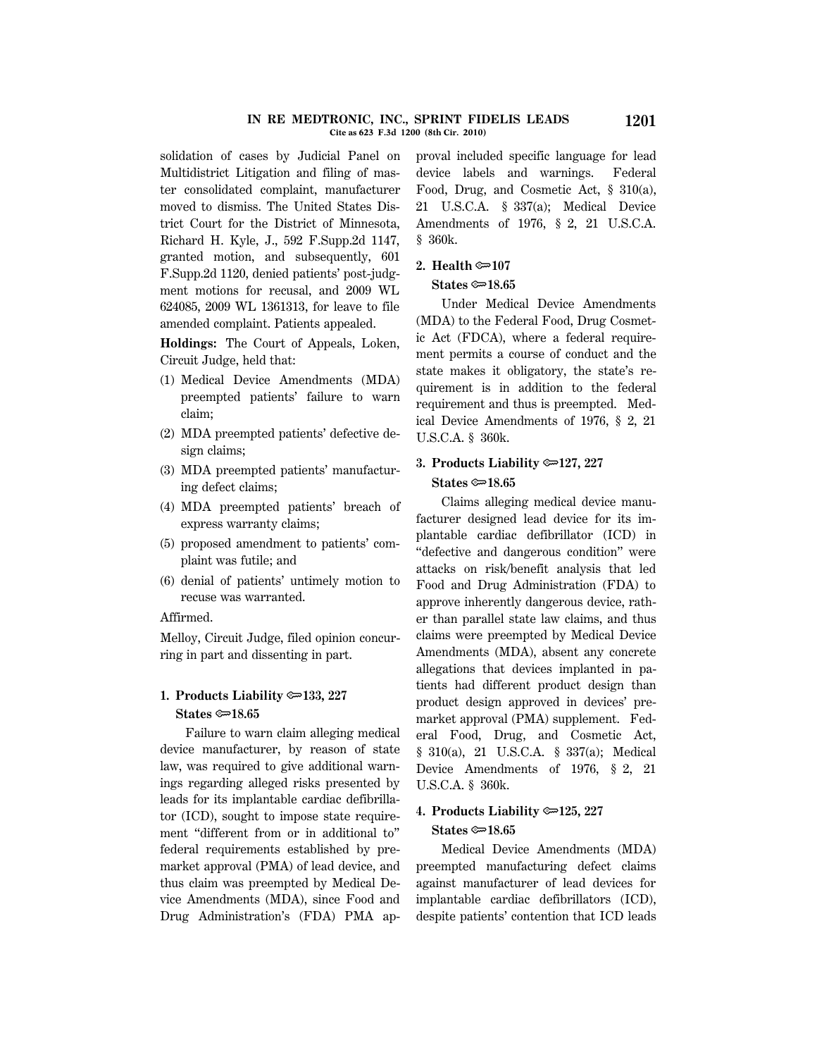solidation of cases by Judicial Panel on Multidistrict Litigation and filing of master consolidated complaint, manufacturer moved to dismiss. The United States District Court for the District of Minnesota, Richard H. Kyle, J., 592 F.Supp.2d 1147, granted motion, and subsequently, 601 F.Supp.2d 1120, denied patients' post-judgment motions for recusal, and 2009 WL 624085, 2009 WL 1361313, for leave to file amended complaint. Patients appealed.

**Holdings:** The Court of Appeals, Loken, Circuit Judge, held that:

(1) Medical Device Amendments (MDA) preempted patients' failure to warn claim;

(2) MDA preempted patients' defective design claims;

(3) MDA preempted patients' manufacturing defect claims;

(4) MDA preempted patients' breach of express warranty claims;

(5) proposed amendment to patients' complaint was futile; and

(6) denial of patients' untimely motion to recuse was warranted.

Affirmed.

Melloy, Circuit Judge, filed opinion concurring in part and dissenting in part.

**1. Products Liability ⚟133, 227**
**States ⚟18.65**

Failure to warn claim alleging medical device manufacturer, by reason of state law, was required to give additional warnings regarding alleged risks presented by leads for its implantable cardiac defibrillator (ICD), sought to impose state requirement "different from or in additional to" federal requirements established by premarket approval (PMA) of lead device, and thus claim was preempted by Medical Device Amendments (MDA), since Food and Drug Administration's (FDA) PMA approval included specific language for lead device labels and warnings. Federal Food, Drug, and Cosmetic Act, § 310(a), 21 U.S.C.A. § 337(a); Medical Device Amendments of 1976, § 2, 21 U.S.C.A. § 360k.

**2. Health ⚟107**
**States ⚟18.65**

Under Medical Device Amendments (MDA) to the Federal Food, Drug Cosmetic Act (FDCA), where a federal requirement permits a course of conduct and the state makes it obligatory, the state's requirement is in addition to the federal requirement and thus is preempted. Medical Device Amendments of 1976, § 2, 21 U.S.C.A. § 360k.

**3. Products Liability ⚟127, 227**
**States ⚟18.65**

Claims alleging medical device manufacturer designed lead device for its implantable cardiac defibrillator (ICD) in "defective and dangerous condition" were attacks on risk/benefit analysis that led Food and Drug Administration (FDA) to approve inherently dangerous device, rather than parallel state law claims, and thus claims were preempted by Medical Device Amendments (MDA), absent any concrete allegations that devices implanted in patients had different product design than product design approved in devices' premarket approval (PMA) supplement. Federal Food, Drug, and Cosmetic Act, § 310(a), 21 U.S.C.A. § 337(a); Medical Device Amendments of 1976, § 2, 21 U.S.C.A. § 360k.

**4. Products Liability ⚟125, 227**
**States ⚟18.65**

Medical Device Amendments (MDA) preempted manufacturing defect claims against manufacturer of lead devices for implantable cardiac defibrillators (ICD), despite patients' contention that ICD leads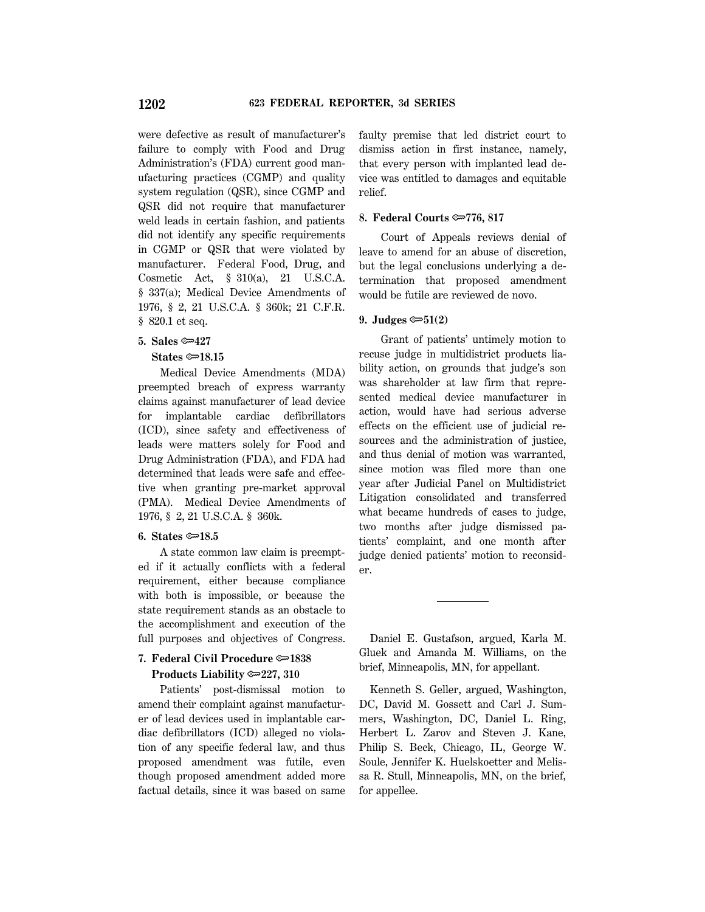were defective as result of manufacturer's failure to comply with Food and Drug Administration's (FDA) current good manufacturing practices (CGMP) and quality system regulation (QSR), since CGMP and QSR did not require that manufacturer weld leads in certain fashion, and patients did not identify any specific requirements in CGMP or QSR that were violated by manufacturer. Federal Food, Drug, and Cosmetic Act, § 310(a), 21 U.S.C.A. § 337(a); Medical Device Amendments of 1976, § 2, 21 U.S.C.A. § 360k; 21 C.F.R. § 820.1 et seq.

**5. Sales ⚷427**

**States ⚷18.15**

Medical Device Amendments (MDA) preempted breach of express warranty claims against manufacturer of lead device for implantable cardiac defibrillators (ICD), since safety and effectiveness of leads were matters solely for Food and Drug Administration (FDA), and FDA had determined that leads were safe and effective when granting pre-market approval (PMA). Medical Device Amendments of 1976, § 2, 21 U.S.C.A. § 360k.

**6. States ⚷18.5**

A state common law claim is preempted if it actually conflicts with a federal requirement, either because compliance with both is impossible, or because the state requirement stands as an obstacle to the accomplishment and execution of the full purposes and objectives of Congress.

**7. Federal Civil Procedure ⚷1838**

**Products Liability ⚷227, 310**

Patients' post-dismissal motion to amend their complaint against manufacturer of lead devices used in implantable cardiac defibrillators (ICD) alleged no violation of any specific federal law, and thus proposed amendment was futile, even though proposed amendment added more factual details, since it was based on same faulty premise that led district court to dismiss action in first instance, namely, that every person with implanted lead device was entitled to damages and equitable relief.

**8. Federal Courts ⚷776, 817**

Court of Appeals reviews denial of leave to amend for an abuse of discretion, but the legal conclusions underlying a determination that proposed amendment would be futile are reviewed de novo.

**9. Judges ⚷51(2)**

Grant of patients' untimely motion to recuse judge in multidistrict products liability action, on grounds that judge's son was shareholder at law firm that represented medical device manufacturer in action, would have had serious adverse effects on the efficient use of judicial resources and the administration of justice, and thus denial of motion was warranted, since motion was filed more than one year after Judicial Panel on Multidistrict Litigation consolidated and transferred what became hundreds of cases to judge, two months after judge dismissed patients' complaint, and one month after judge denied patients' motion to reconsider.

---

Daniel E. Gustafson, argued, Karla M. Gluek and Amanda M. Williams, on the brief, Minneapolis, MN, for appellant.

Kenneth S. Geller, argued, Washington, DC, David M. Gossett and Carl J. Summers, Washington, DC, Daniel L. Ring, Herbert L. Zarov and Steven J. Kane, Philip S. Beck, Chicago, IL, George W. Soule, Jennifer K. Huelskoetter and Melissa R. Stull, Minneapolis, MN, on the brief, for appellee.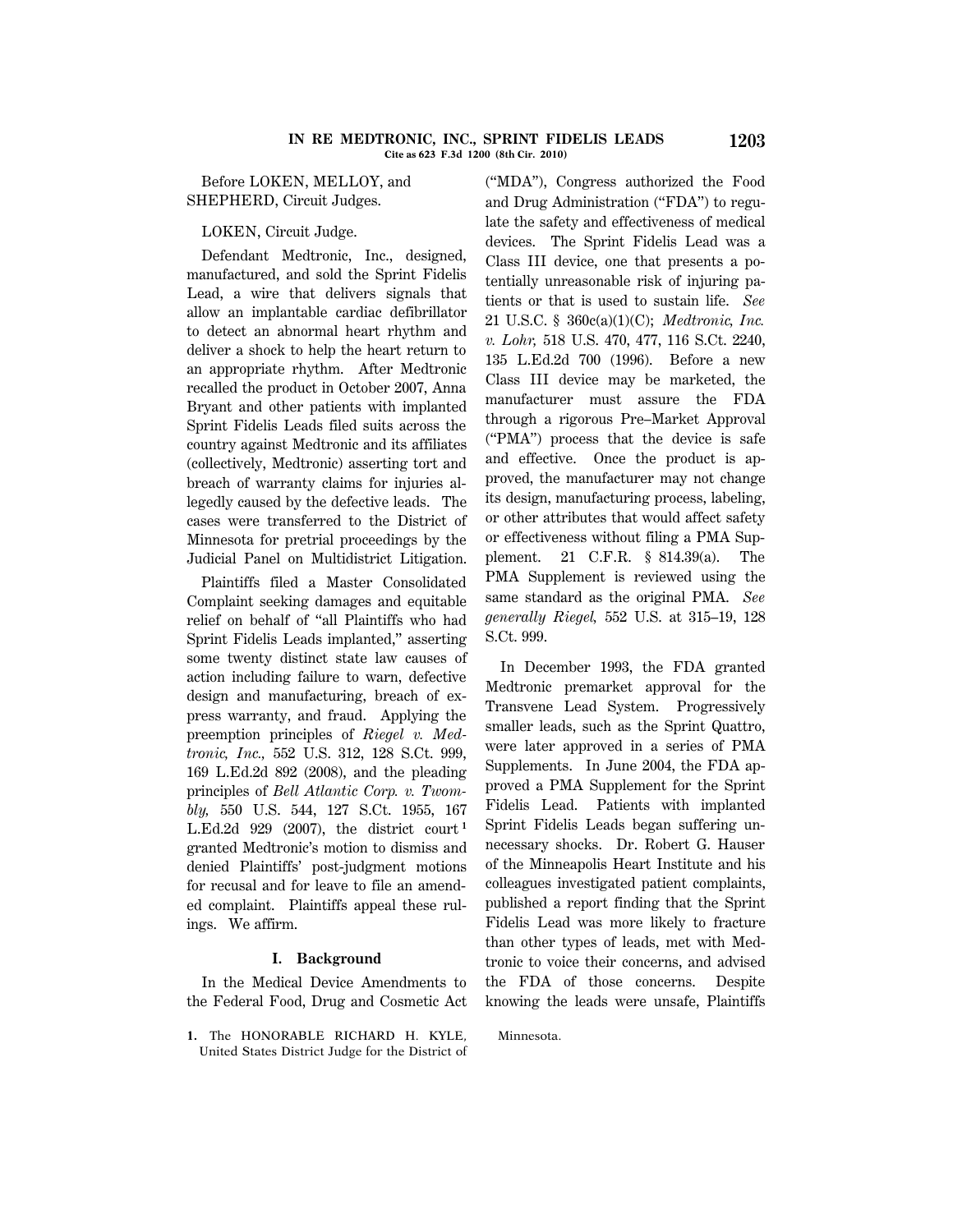Before LOKEN, MELLOY, and SHEPHERD, Circuit Judges.

LOKEN, Circuit Judge.

Defendant Medtronic, Inc., designed, manufactured, and sold the Sprint Fidelis Lead, a wire that delivers signals that allow an implantable cardiac defibrillator to detect an abnormal heart rhythm and deliver a shock to help the heart return to an appropriate rhythm. After Medtronic recalled the product in October 2007, Anna Bryant and other patients with implanted Sprint Fidelis Leads filed suits across the country against Medtronic and its affiliates (collectively, Medtronic) asserting tort and breach of warranty claims for injuries allegedly caused by the defective leads. The cases were transferred to the District of Minnesota for pretrial proceedings by the Judicial Panel on Multidistrict Litigation.

Plaintiffs filed a Master Consolidated Complaint seeking damages and equitable relief on behalf of "all Plaintiffs who had Sprint Fidelis Leads implanted," asserting some twenty distinct state law causes of action including failure to warn, defective design and manufacturing, breach of express warranty, and fraud. Applying the preemption principles of *Riegel v. Medtronic, Inc.,* 552 U.S. 312, 128 S.Ct. 999, 169 L.Ed.2d 892 (2008), and the pleading principles of *Bell Atlantic Corp. v. Twombly,* 550 U.S. 544, 127 S.Ct. 1955, 167 L.Ed.2d 929 (2007), the district court[1] granted Medtronic's motion to dismiss and denied Plaintiffs' post-judgment motions for recusal and for leave to file an amended complaint. Plaintiffs appeal these rulings. We affirm.

## I. Background

In the Medical Device Amendments to the Federal Food, Drug and Cosmetic Act ("MDA"), Congress authorized the Food and Drug Administration ("FDA") to regulate the safety and effectiveness of medical devices. The Sprint Fidelis Lead was a Class III device, one that presents a potentially unreasonable risk of injuring patients or that is used to sustain life. *See* 21 U.S.C. § 360c(a)(1)(C); *Medtronic, Inc. v. Lohr,* 518 U.S. 470, 477, 116 S.Ct. 2240, 135 L.Ed.2d 700 (1996). Before a new Class III device may be marketed, the manufacturer must assure the FDA through a rigorous Pre–Market Approval ("PMA") process that the device is safe and effective. Once the product is approved, the manufacturer may not change its design, manufacturing process, labeling, or other attributes that would affect safety or effectiveness without filing a PMA Supplement. 21 C.F.R. § 814.39(a). The PMA Supplement is reviewed using the same standard as the original PMA. *See generally Riegel,* 552 U.S. at 315–19, 128 S.Ct. 999.

In December 1993, the FDA granted Medtronic premarket approval for the Transvene Lead System. Progressively smaller leads, such as the Sprint Quattro, were later approved in a series of PMA Supplements. In June 2004, the FDA approved a PMA Supplement for the Sprint Fidelis Lead. Patients with implanted Sprint Fidelis Leads began suffering unnecessary shocks. Dr. Robert G. Hauser of the Minneapolis Heart Institute and his colleagues investigated patient complaints, published a report finding that the Sprint Fidelis Lead was more likely to fracture than other types of leads, met with Medtronic to voice their concerns, and advised the FDA of those concerns. Despite knowing the leads were unsafe, Plaintiffs

[1] The HONORABLE RICHARD H. KYLE, United States District Judge for the District of Minnesota.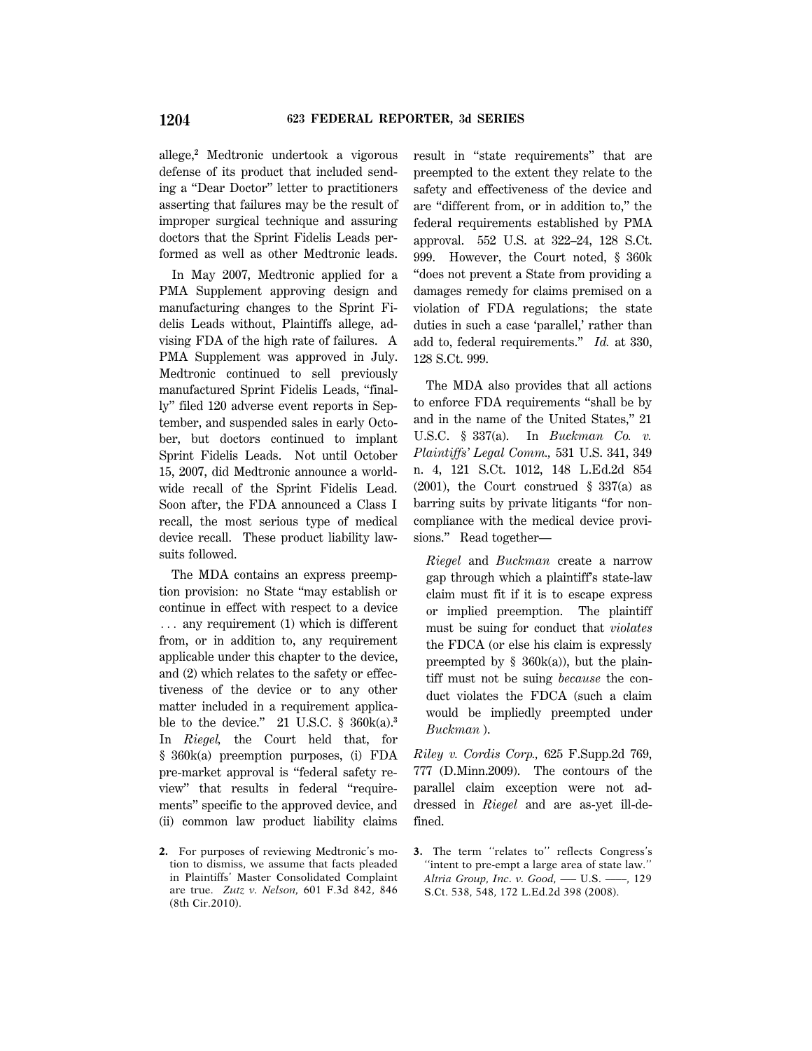allege,[2] Medtronic undertook a vigorous defense of its product that included sending a "Dear Doctor" letter to practitioners asserting that failures may be the result of improper surgical technique and assuring doctors that the Sprint Fidelis Leads performed as well as other Medtronic leads.

In May 2007, Medtronic applied for a PMA Supplement approving design and manufacturing changes to the Sprint Fidelis Leads without, Plaintiffs allege, advising FDA of the high rate of failures. A PMA Supplement was approved in July. Medtronic continued to sell previously manufactured Sprint Fidelis Leads, "finally" filed 120 adverse event reports in September, and suspended sales in early October, but doctors continued to implant Sprint Fidelis Leads. Not until October 15, 2007, did Medtronic announce a worldwide recall of the Sprint Fidelis Lead. Soon after, the FDA announced a Class I recall, the most serious type of medical device recall. These product liability lawsuits followed.

The MDA contains an express preemption provision: no State "may establish or continue in effect with respect to a device ... any requirement (1) which is different from, or in addition to, any requirement applicable under this chapter to the device, and (2) which relates to the safety or effectiveness of the device or to any other matter included in a requirement applicable to the device." 21 U.S.C. § 360k(a).[3] In *Riegel,* the Court held that, for § 360k(a) preemption purposes, (i) FDA pre-market approval is "federal safety review" that results in federal "requirements" specific to the approved device, and (ii) common law product liability claims result in "state requirements" that are preempted to the extent they relate to the safety and effectiveness of the device and are "different from, or in addition to," the federal requirements established by PMA approval. 552 U.S. at 322–24, 128 S.Ct. 999. However, the Court noted, § 360k "does not prevent a State from providing a damages remedy for claims premised on a violation of FDA regulations; the state duties in such a case 'parallel,' rather than add to, federal requirements." *Id.* at 330, 128 S.Ct. 999.

The MDA also provides that all actions to enforce FDA requirements "shall be by and in the name of the United States," 21 U.S.C. § 337(a). In *Buckman Co. v. Plaintiffs' Legal Comm.,* 531 U.S. 341, 349 n. 4, 121 S.Ct. 1012, 148 L.Ed.2d 854 (2001), the Court construed § 337(a) as barring suits by private litigants "for noncompliance with the medical device provisions." Read together—

> *Riegel* and *Buckman* create a narrow gap through which a plaintiff's state-law claim must fit if it is to escape express or implied preemption. The plaintiff must be suing for conduct that *violates* the FDCA (or else his claim is expressly preempted by § 360k(a)), but the plaintiff must not be suing *because* the conduct violates the FDCA (such a claim would be impliedly preempted under *Buckman* ).

*Riley v. Cordis Corp.,* 625 F.Supp.2d 769, 777 (D.Minn.2009). The contours of the parallel claim exception were not addressed in *Riegel* and are as-yet ill-defined.

---

2. For purposes of reviewing Medtronic's motion to dismiss, we assume that facts pleaded in Plaintiffs' Master Consolidated Complaint are true. *Zutz v. Nelson,* 601 F.3d 842, 846 (8th Cir.2010).

3. The term "relates to" reflects Congress's "intent to pre-empt a large area of state law." *Altria Group, Inc. v. Good,* ––– U.S. ––––, 129 S.Ct. 538, 548, 172 L.Ed.2d 398 (2008).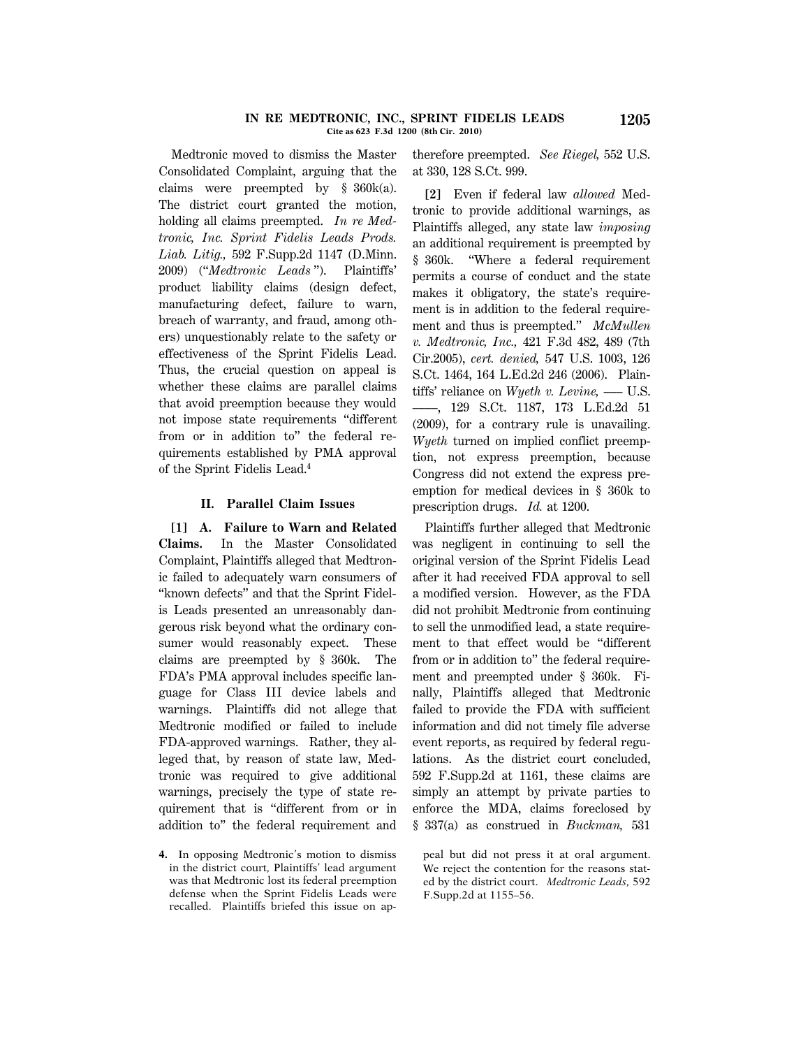Medtronic moved to dismiss the Master Consolidated Complaint, arguing that the claims were preempted by § 360k(a). The district court granted the motion, holding all claims preempted. *In re Medtronic, Inc. Sprint Fidelis Leads Prods. Liab. Litig.,* 592 F.Supp.2d 1147 (D.Minn. 2009) ("*Medtronic Leads*"). Plaintiffs' product liability claims (design defect, manufacturing defect, failure to warn, breach of warranty, and fraud, among others) unquestionably relate to the safety or effectiveness of the Sprint Fidelis Lead. Thus, the crucial question on appeal is whether these claims are parallel claims that avoid preemption because they would not impose state requirements "different from or in addition to" the federal requirements established by PMA approval of the Sprint Fidelis Lead.[4]

### II. Parallel Claim Issues

**[1] A. Failure to Warn and Related Claims.** In the Master Consolidated Complaint, Plaintiffs alleged that Medtronic failed to adequately warn consumers of "known defects" and that the Sprint Fidelis Leads presented an unreasonably dangerous risk beyond what the ordinary consumer would reasonably expect. These claims are preempted by § 360k. The FDA's PMA approval includes specific language for Class III device labels and warnings. Plaintiffs did not allege that Medtronic modified or failed to include FDA-approved warnings. Rather, they alleged that, by reason of state law, Medtronic was required to give additional warnings, precisely the type of state requirement that is "different from or in addition to" the federal requirement and therefore preempted. *See Riegel,* 552 U.S. at 330, 128 S.Ct. 999.

**[2]** Even if federal law *allowed* Medtronic to provide additional warnings, as Plaintiffs alleged, any state law *imposing* an additional requirement is preempted by § 360k. "Where a federal requirement permits a course of conduct and the state makes it obligatory, the state's requirement is in addition to the federal requirement and thus is preempted." *McMullen v. Medtronic, Inc.,* 421 F.3d 482, 489 (7th Cir.2005), *cert. denied,* 547 U.S. 1003, 126 S.Ct. 1464, 164 L.Ed.2d 246 (2006). Plaintiffs' reliance on *Wyeth v. Levine,* ––– U.S. ––––, 129 S.Ct. 1187, 173 L.Ed.2d 51 (2009), for a contrary rule is unavailing. *Wyeth* turned on implied conflict preemption, not express preemption, because Congress did not extend the express preemption for medical devices in § 360k to prescription drugs. *Id.* at 1200.

Plaintiffs further alleged that Medtronic was negligent in continuing to sell the original version of the Sprint Fidelis Lead after it had received FDA approval to sell a modified version. However, as the FDA did not prohibit Medtronic from continuing to sell the unmodified lead, a state requirement to that effect would be "different from or in addition to" the federal requirement and preempted under § 360k. Finally, Plaintiffs alleged that Medtronic failed to provide the FDA with sufficient information and did not timely file adverse event reports, as required by federal regulations. As the district court concluded, 592 F.Supp.2d at 1161, these claims are simply an attempt by private parties to enforce the MDA, claims foreclosed by § 337(a) as construed in *Buckman,* 531

4. In opposing Medtronic's motion to dismiss in the district court, Plaintiffs' lead argument was that Medtronic lost its federal preemption defense when the Sprint Fidelis Leads were recalled. Plaintiffs briefed this issue on appeal but did not press it at oral argument. We reject the contention for the reasons stated by the district court. *Medtronic Leads,* 592 F.Supp.2d at 1155–56.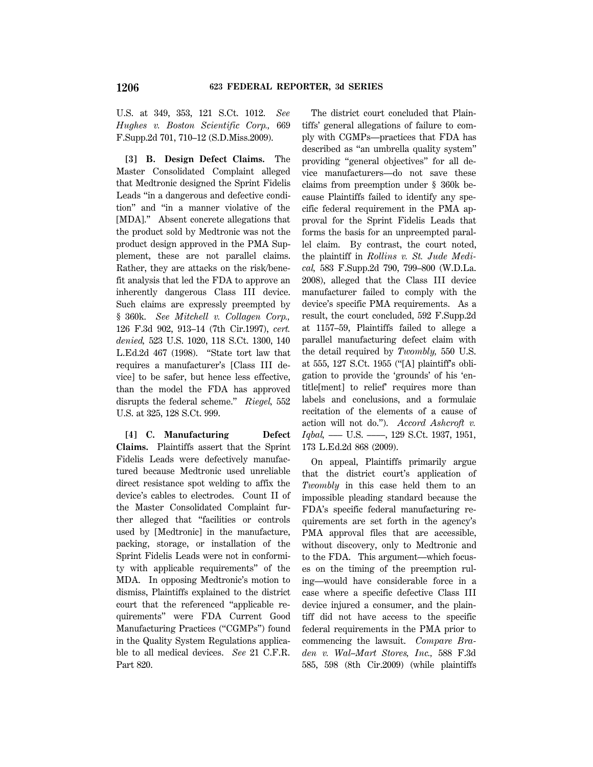U.S. at 349, 353, 121 S.Ct. 1012. *See Hughes v. Boston Scientific Corp.,* 669 F.Supp.2d 701, 710–12 (S.D.Miss.2009).

**[3] B. Design Defect Claims.** The Master Consolidated Complaint alleged that Medtronic designed the Sprint Fidelis Leads "in a dangerous and defective condition" and "in a manner violative of the [MDA]." Absent concrete allegations that the product sold by Medtronic was not the product design approved in the PMA Supplement, these are not parallel claims. Rather, they are attacks on the risk/benefit analysis that led the FDA to approve an inherently dangerous Class III device. Such claims are expressly preempted by § 360k. *See Mitchell v. Collagen Corp.,* 126 F.3d 902, 913–14 (7th Cir.1997), *cert. denied,* 523 U.S. 1020, 118 S.Ct. 1300, 140 L.Ed.2d 467 (1998). "State tort law that requires a manufacturer's [Class III device] to be safer, but hence less effective, than the model the FDA has approved disrupts the federal scheme." *Riegel,* 552 U.S. at 325, 128 S.Ct. 999.

**[4] C. Manufacturing Defect Claims.** Plaintiffs assert that the Sprint Fidelis Leads were defectively manufactured because Medtronic used unreliable direct resistance spot welding to affix the device's cables to electrodes. Count II of the Master Consolidated Complaint further alleged that "facilities or controls used by [Medtronic] in the manufacture, packing, storage, or installation of the Sprint Fidelis Leads were not in conformity with applicable requirements" of the MDA. In opposing Medtronic's motion to dismiss, Plaintiffs explained to the district court that the referenced "applicable requirements" were FDA Current Good Manufacturing Practices ("CGMPs") found in the Quality System Regulations applicable to all medical devices. *See* 21 C.F.R. Part 820.

The district court concluded that Plaintiffs' general allegations of failure to comply with CGMPs—practices that FDA has described as "an umbrella quality system" providing "general objectives" for all device manufacturers—do not save these claims from preemption under § 360k because Plaintiffs failed to identify any specific federal requirement in the PMA approval for the Sprint Fidelis Leads that forms the basis for an unpreempted parallel claim. By contrast, the court noted, the plaintiff in *Rollins v. St. Jude Medical,* 583 F.Supp.2d 790, 799–800 (W.D.La. 2008), alleged that the Class III device manufacturer failed to comply with the device's specific PMA requirements. As a result, the court concluded, 592 F.Supp.2d at 1157–59, Plaintiffs failed to allege a parallel manufacturing defect claim with the detail required by *Twombly,* 550 U.S. at 555, 127 S.Ct. 1955 ("[A] plaintiff's obligation to provide the 'grounds' of his 'entitle[ment] to relief' requires more than labels and conclusions, and a formulaic recitation of the elements of a cause of action will not do."). *Accord Ashcroft v. Iqbal,* ––– U.S. ––––, 129 S.Ct. 1937, 1951, 173 L.Ed.2d 868 (2009).

On appeal, Plaintiffs primarily argue that the district court's application of *Twombly* in this case held them to an impossible pleading standard because the FDA's specific federal manufacturing requirements are set forth in the agency's PMA approval files that are accessible, without discovery, only to Medtronic and to the FDA. This argument—which focuses on the timing of the preemption ruling—would have considerable force in a case where a specific defective Class III device injured a consumer, and the plaintiff did not have access to the specific federal requirements in the PMA prior to commencing the lawsuit. *Compare Braden v. Wal–Mart Stores, Inc.,* 588 F.3d 585, 598 (8th Cir.2009) (while plaintiffs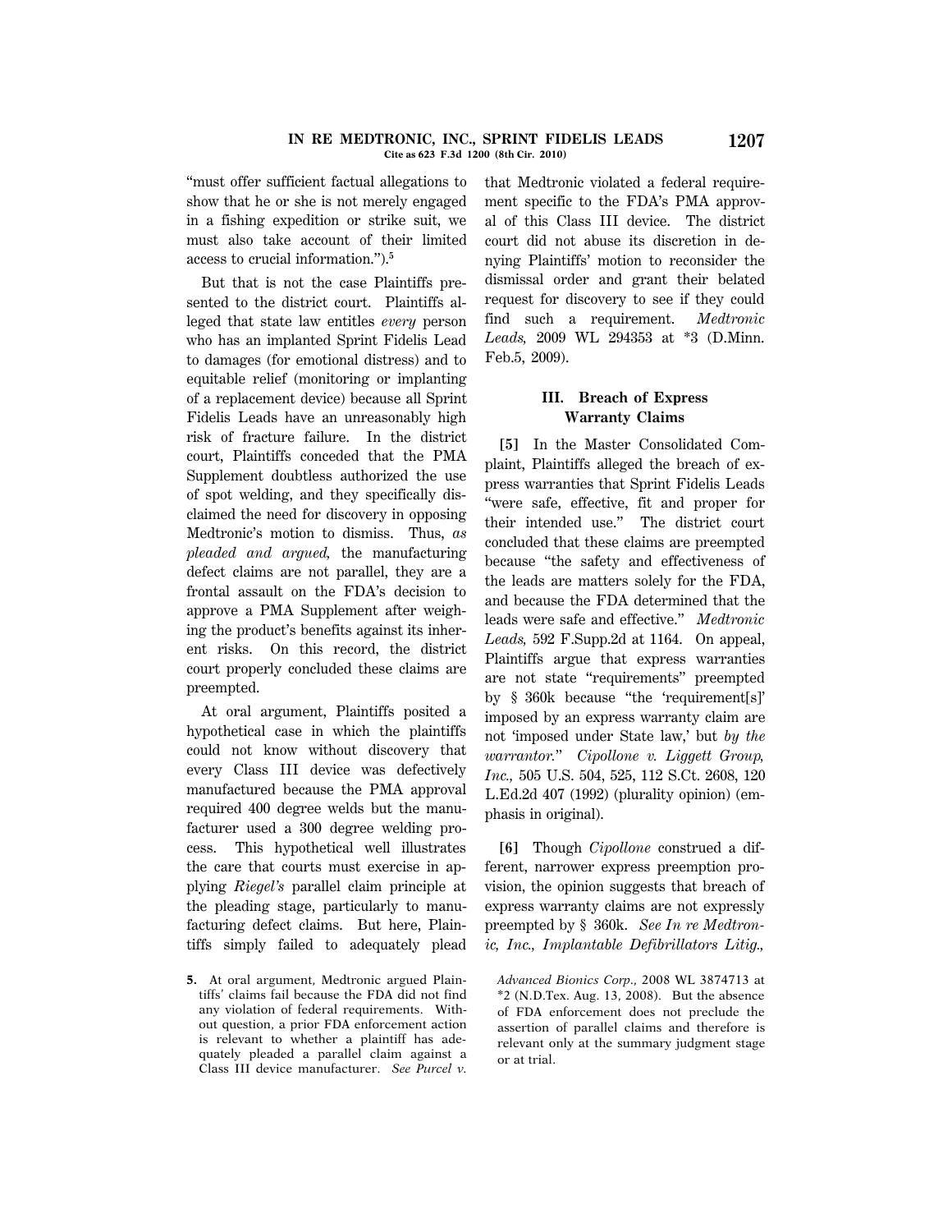"must offer sufficient factual allegations to show that he or she is not merely engaged in a fishing expedition or strike suit, we must also take account of their limited access to crucial information.").[5]

But that is not the case Plaintiffs presented to the district court. Plaintiffs alleged that state law entitles *every* person who has an implanted Sprint Fidelis Lead to damages (for emotional distress) and to equitable relief (monitoring or implanting of a replacement device) because all Sprint Fidelis Leads have an unreasonably high risk of fracture failure. In the district court, Plaintiffs conceded that the PMA Supplement doubtless authorized the use of spot welding, and they specifically disclaimed the need for discovery in opposing Medtronic's motion to dismiss. Thus, *as pleaded and argued,* the manufacturing defect claims are not parallel, they are a frontal assault on the FDA's decision to approve a PMA Supplement after weighing the product's benefits against its inherent risks. On this record, the district court properly concluded these claims are preempted.

At oral argument, Plaintiffs posited a hypothetical case in which the plaintiffs could not know without discovery that every Class III device was defectively manufactured because the PMA approval required 400 degree welds but the manufacturer used a 300 degree welding process. This hypothetical well illustrates the care that courts must exercise in applying *Riegel's* parallel claim principle at the pleading stage, particularly to manufacturing defect claims. But here, Plaintiffs simply failed to adequately plead that Medtronic violated a federal requirement specific to the FDA's PMA approval of this Class III device. The district court did not abuse its discretion in denying Plaintiffs' motion to reconsider the dismissal order and grant their belated request for discovery to see if they could find such a requirement. *Medtronic Leads,* 2009 WL 294353 at *3 (D.Minn. Feb.5, 2009).

## III. Breach of Express Warranty Claims

**[5]** In the Master Consolidated Complaint, Plaintiffs alleged the breach of express warranties that Sprint Fidelis Leads "were safe, effective, fit and proper for their intended use." The district court concluded that these claims are preempted because "the safety and effectiveness of the leads are matters solely for the FDA, and because the FDA determined that the leads were safe and effective." *Medtronic Leads,* 592 F.Supp.2d at 1164. On appeal, Plaintiffs argue that express warranties are not state "requirements" preempted by § 360k because "the 'requirement[s]' imposed by an express warranty claim are not 'imposed under State law,' but *by the warrantor.*" *Cipollone v. Liggett Group, Inc.,* 505 U.S. 504, 525, 112 S.Ct. 2608, 120 L.Ed.2d 407 (1992) (plurality opinion) (emphasis in original).

**[6]** Though *Cipollone* construed a different, narrower express preemption provision, the opinion suggests that breach of express warranty claims are not expressly preempted by § 360k. *See In re Medtronic, Inc., Implantable Defibrillators Litig.,*

5. At oral argument, Medtronic argued Plaintiffs' claims fail because the FDA did not find any violation of federal requirements. Without question, a prior FDA enforcement action is relevant to whether a plaintiff has adequately pleaded a parallel claim against a Class III device manufacturer. *See Purcel v. Advanced Bionics Corp.,* 2008 WL 3874713 at *2 (N.D.Tex. Aug. 13, 2008). But the absence of FDA enforcement does not preclude the assertion of parallel claims and therefore is relevant only at the summary judgment stage or at trial.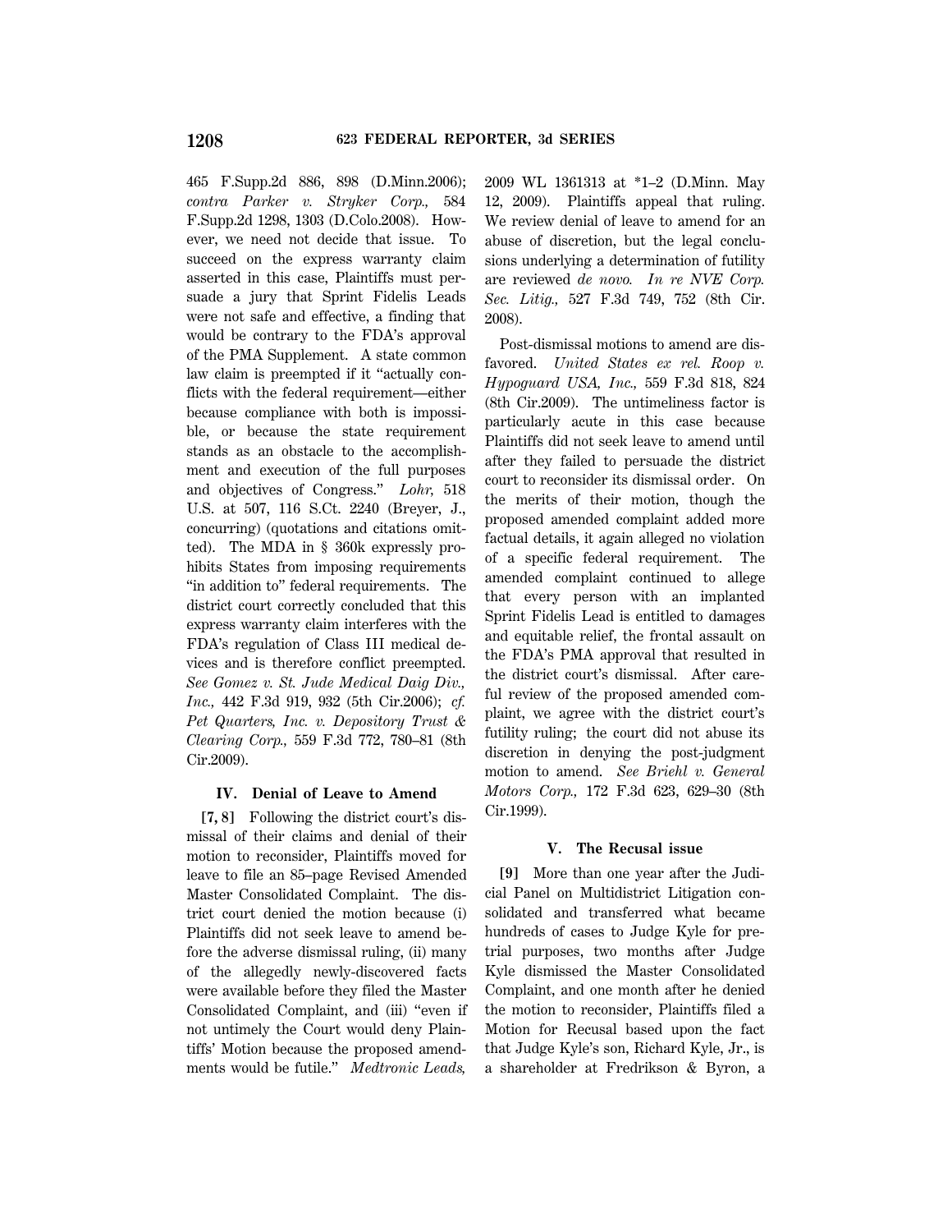465 F.Supp.2d 886, 898 (D.Minn.2006); *contra Parker v. Stryker Corp.,* 584 F.Supp.2d 1298, 1303 (D.Colo.2008). However, we need not decide that issue. To succeed on the express warranty claim asserted in this case, Plaintiffs must persuade a jury that Sprint Fidelis Leads were not safe and effective, a finding that would be contrary to the FDA's approval of the PMA Supplement. A state common law claim is preempted if it "actually conflicts with the federal requirement—either because compliance with both is impossible, or because the state requirement stands as an obstacle to the accomplishment and execution of the full purposes and objectives of Congress." *Lohr,* 518 U.S. at 507, 116 S.Ct. 2240 (Breyer, J., concurring) (quotations and citations omitted). The MDA in § 360k expressly prohibits States from imposing requirements "in addition to" federal requirements. The district court correctly concluded that this express warranty claim interferes with the FDA's regulation of Class III medical devices and is therefore conflict preempted. *See Gomez v. St. Jude Medical Daig Div., Inc.,* 442 F.3d 919, 932 (5th Cir.2006); *cf. Pet Quarters, Inc. v. Depository Trust & Clearing Corp.,* 559 F.3d 772, 780–81 (8th Cir.2009).

## IV. Denial of Leave to Amend

**[7, 8]** Following the district court's dismissal of their claims and denial of their motion to reconsider, Plaintiffs moved for leave to file an 85–page Revised Amended Master Consolidated Complaint. The district court denied the motion because (i) Plaintiffs did not seek leave to amend before the adverse dismissal ruling, (ii) many of the allegedly newly-discovered facts were available before they filed the Master Consolidated Complaint, and (iii) "even if not untimely the Court would deny Plaintiffs' Motion because the proposed amendments would be futile." *Medtronic Leads,* 2009 WL 1361313 at *1–2 (D.Minn. May 12, 2009). Plaintiffs appeal that ruling. We review denial of leave to amend for an abuse of discretion, but the legal conclusions underlying a determination of futility are reviewed *de novo. In re NVE Corp. Sec. Litig.,* 527 F.3d 749, 752 (8th Cir. 2008).

Post-dismissal motions to amend are disfavored. *United States ex rel. Roop v. Hypoguard USA, Inc.,* 559 F.3d 818, 824 (8th Cir.2009). The untimeliness factor is particularly acute in this case because Plaintiffs did not seek leave to amend until after they failed to persuade the district court to reconsider its dismissal order. On the merits of their motion, though the proposed amended complaint added more factual details, it again alleged no violation of a specific federal requirement. The amended complaint continued to allege that every person with an implanted Sprint Fidelis Lead is entitled to damages and equitable relief, the frontal assault on the FDA's PMA approval that resulted in the district court's dismissal. After careful review of the proposed amended complaint, we agree with the district court's futility ruling; the court did not abuse its discretion in denying the post-judgment motion to amend. *See Briehl v. General Motors Corp.,* 172 F.3d 623, 629–30 (8th Cir.1999).

## V. The Recusal issue

**[9]** More than one year after the Judicial Panel on Multidistrict Litigation consolidated and transferred what became hundreds of cases to Judge Kyle for pretrial purposes, two months after Judge Kyle dismissed the Master Consolidated Complaint, and one month after he denied the motion to reconsider, Plaintiffs filed a Motion for Recusal based upon the fact that Judge Kyle's son, Richard Kyle, Jr., is a shareholder at Fredrikson & Byron, a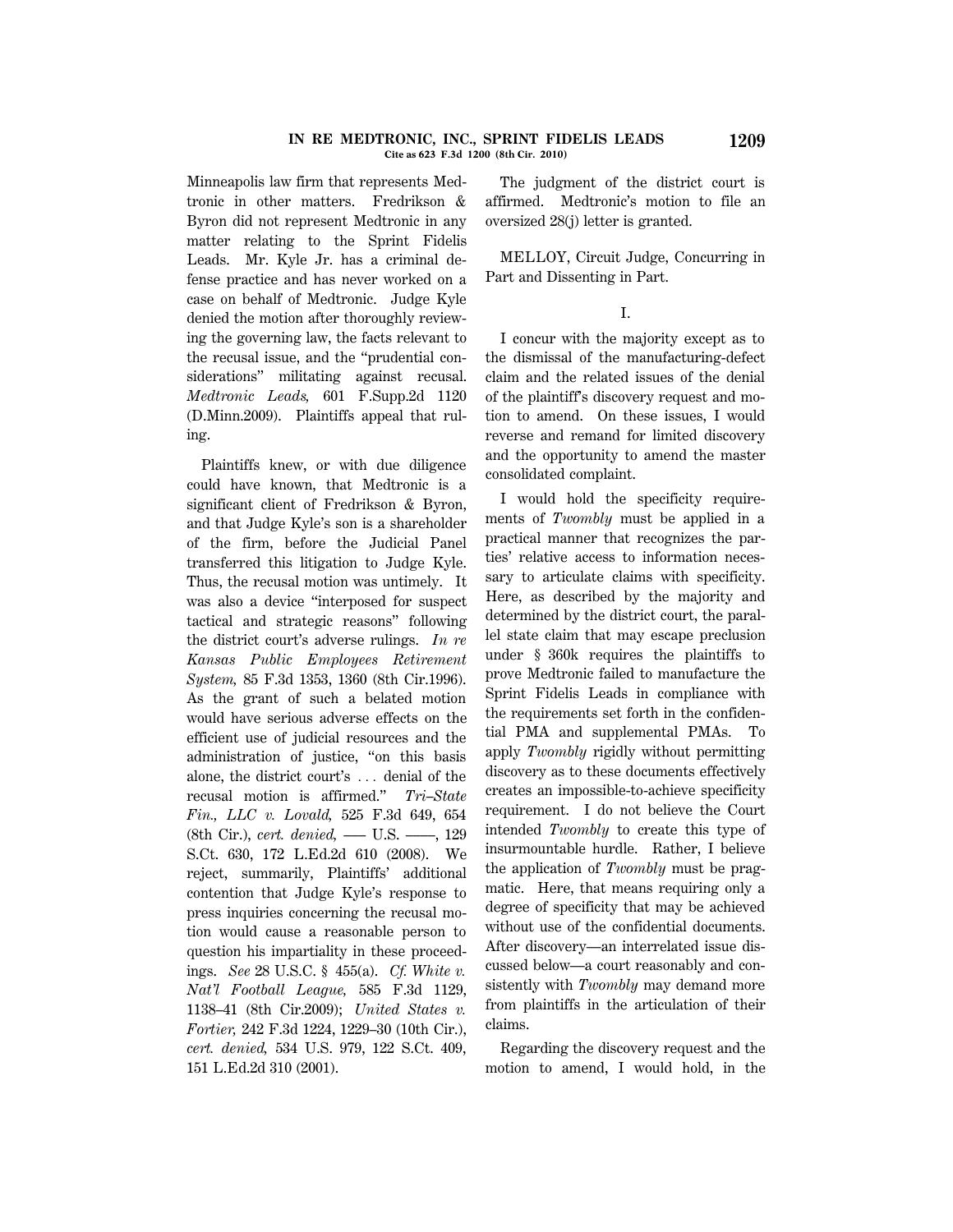Minneapolis law firm that represents Medtronic in other matters. Fredrikson & Byron did not represent Medtronic in any matter relating to the Sprint Fidelis Leads. Mr. Kyle Jr. has a criminal defense practice and has never worked on a case on behalf of Medtronic. Judge Kyle denied the motion after thoroughly reviewing the governing law, the facts relevant to the recusal issue, and the "prudential considerations" militating against recusal. *Medtronic Leads,* 601 F.Supp.2d 1120 (D.Minn.2009). Plaintiffs appeal that ruling.

Plaintiffs knew, or with due diligence could have known, that Medtronic is a significant client of Fredrikson & Byron, and that Judge Kyle's son is a shareholder of the firm, before the Judicial Panel transferred this litigation to Judge Kyle. Thus, the recusal motion was untimely. It was also a device "interposed for suspect tactical and strategic reasons" following the district court's adverse rulings. *In re Kansas Public Employees Retirement System,* 85 F.3d 1353, 1360 (8th Cir.1996). As the grant of such a belated motion would have serious adverse effects on the efficient use of judicial resources and the administration of justice, "on this basis alone, the district court's ... denial of the recusal motion is affirmed." *Tri–State Fin., LLC v. Lovald,* 525 F.3d 649, 654 (8th Cir.), *cert. denied,* ––– U.S. ––––, 129 S.Ct. 630, 172 L.Ed.2d 610 (2008). We reject, summarily, Plaintiffs' additional contention that Judge Kyle's response to press inquiries concerning the recusal motion would cause a reasonable person to question his impartiality in these proceedings. *See* 28 U.S.C. § 455(a). *Cf. White v. Nat'l Football League,* 585 F.3d 1129, 1138–41 (8th Cir.2009); *United States v. Fortier,* 242 F.3d 1224, 1229–30 (10th Cir.), *cert. denied,* 534 U.S. 979, 122 S.Ct. 409, 151 L.Ed.2d 310 (2001).

The judgment of the district court is affirmed. Medtronic's motion to file an oversized 28(j) letter is granted.

MELLOY, Circuit Judge, Concurring in Part and Dissenting in Part.

## I.

I concur with the majority except as to the dismissal of the manufacturing-defect claim and the related issues of the denial of the plaintiff's discovery request and motion to amend. On these issues, I would reverse and remand for limited discovery and the opportunity to amend the master consolidated complaint.

I would hold the specificity requirements of *Twombly* must be applied in a practical manner that recognizes the parties' relative access to information necessary to articulate claims with specificity. Here, as described by the majority and determined by the district court, the parallel state claim that may escape preclusion under § 360k requires the plaintiffs to prove Medtronic failed to manufacture the Sprint Fidelis Leads in compliance with the requirements set forth in the confidential PMA and supplemental PMAs. To apply *Twombly* rigidly without permitting discovery as to these documents effectively creates an impossible-to-achieve specificity requirement. I do not believe the Court intended *Twombly* to create this type of insurmountable hurdle. Rather, I believe the application of *Twombly* must be pragmatic. Here, that means requiring only a degree of specificity that may be achieved without use of the confidential documents. After discovery—an interrelated issue discussed below—a court reasonably and consistently with *Twombly* may demand more from plaintiffs in the articulation of their claims.

Regarding the discovery request and the motion to amend, I would hold, in the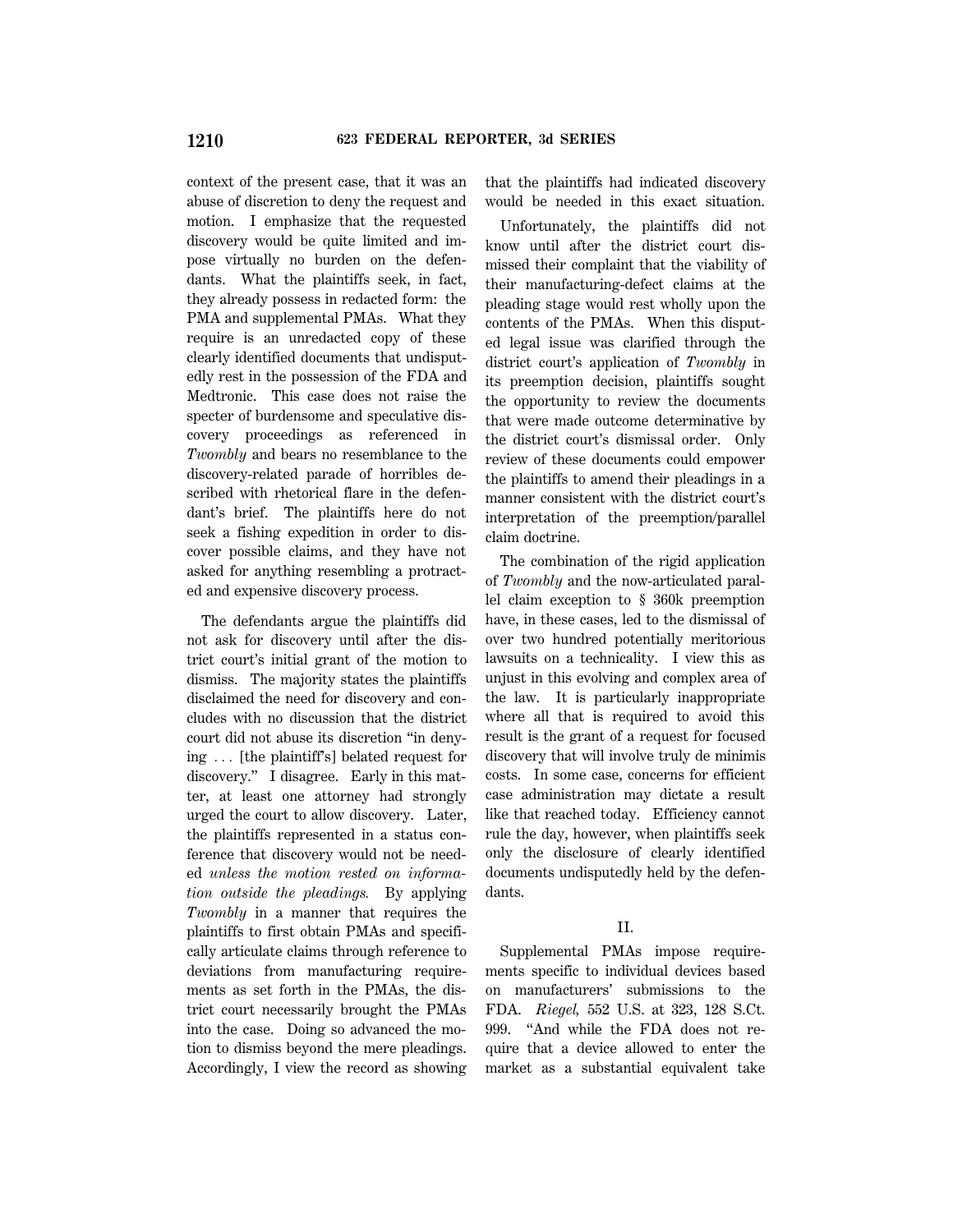context of the present case, that it was an abuse of discretion to deny the request and motion. I emphasize that the requested discovery would be quite limited and impose virtually no burden on the defendants. What the plaintiffs seek, in fact, they already possess in redacted form: the PMA and supplemental PMAs. What they require is an unredacted copy of these clearly identified documents that undisputedly rest in the possession of the FDA and Medtronic. This case does not raise the specter of burdensome and speculative discovery proceedings as referenced in *Twombly* and bears no resemblance to the discovery-related parade of horribles described with rhetorical flare in the defendant's brief. The plaintiffs here do not seek a fishing expedition in order to discover possible claims, and they have not asked for anything resembling a protracted and expensive discovery process.

The defendants argue the plaintiffs did not ask for discovery until after the district court's initial grant of the motion to dismiss. The majority states the plaintiffs disclaimed the need for discovery and concludes with no discussion that the district court did not abuse its discretion "in denying ... [the plaintiff's] belated request for discovery." I disagree. Early in this matter, at least one attorney had strongly urged the court to allow discovery. Later, the plaintiffs represented in a status conference that discovery would not be needed *unless the motion rested on information outside the pleadings.* By applying *Twombly* in a manner that requires the plaintiffs to first obtain PMAs and specifically articulate claims through reference to deviations from manufacturing requirements as set forth in the PMAs, the district court necessarily brought the PMAs into the case. Doing so advanced the motion to dismiss beyond the mere pleadings. Accordingly, I view the record as showing that the plaintiffs had indicated discovery would be needed in this exact situation.

Unfortunately, the plaintiffs did not know until after the district court dismissed their complaint that the viability of their manufacturing-defect claims at the pleading stage would rest wholly upon the contents of the PMAs. When this disputed legal issue was clarified through the district court's application of *Twombly* in its preemption decision, plaintiffs sought the opportunity to review the documents that were made outcome determinative by the district court's dismissal order. Only review of these documents could empower the plaintiffs to amend their pleadings in a manner consistent with the district court's interpretation of the preemption/parallel claim doctrine.

The combination of the rigid application of *Twombly* and the now-articulated parallel claim exception to § 360k preemption have, in these cases, led to the dismissal of over two hundred potentially meritorious lawsuits on a technicality. I view this as unjust in this evolving and complex area of the law. It is particularly inappropriate where all that is required to avoid this result is the grant of a request for focused discovery that will involve truly de minimis costs. In some case, concerns for efficient case administration may dictate a result like that reached today. Efficiency cannot rule the day, however, when plaintiffs seek only the disclosure of clearly identified documents undisputedly held by the defendants.

## II.

Supplemental PMAs impose requirements specific to individual devices based on manufacturers' submissions to the FDA. *Riegel,* 552 U.S. at 323, 128 S.Ct. 999. "And while the FDA does not require that a device allowed to enter the market as a substantial equivalent take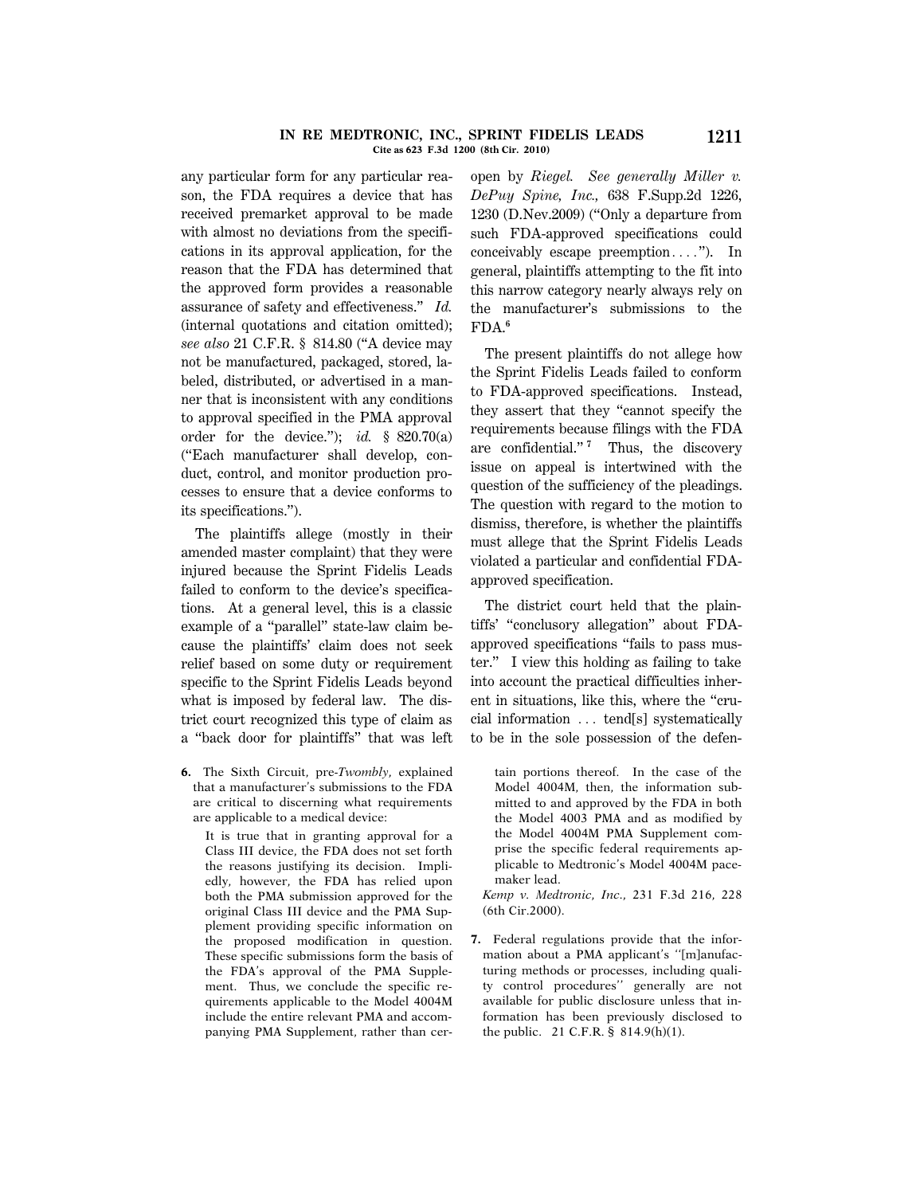any particular form for any particular reason, the FDA requires a device that has received premarket approval to be made with almost no deviations from the specifications in its approval application, for the reason that the FDA has determined that the approved form provides a reasonable assurance of safety and effectiveness." *Id.* (internal quotations and citation omitted); *see also* 21 C.F.R. § 814.80 ("A device may not be manufactured, packaged, stored, labeled, distributed, or advertised in a manner that is inconsistent with any conditions to approval specified in the PMA approval order for the device."); *id.* § 820.70(a) ("Each manufacturer shall develop, conduct, control, and monitor production processes to ensure that a device conforms to its specifications.").

The plaintiffs allege (mostly in their amended master complaint) that they were injured because the Sprint Fidelis Leads failed to conform to the device's specifications. At a general level, this is a classic example of a "parallel" state-law claim because the plaintiffs' claim does not seek relief based on some duty or requirement specific to the Sprint Fidelis Leads beyond what is imposed by federal law. The district court recognized this type of claim as a "back door for plaintiffs" that was left open by *Riegel.* *See generally Miller v. DePuy Spine, Inc.,* 638 F.Supp.2d 1226, 1230 (D.Nev.2009) ("Only a departure from such FDA-approved specifications could conceivably escape preemption....."). In general, plaintiffs attempting to the fit into this narrow category nearly always rely on the manufacturer's submissions to the FDA.[6]

The present plaintiffs do not allege how the Sprint Fidelis Leads failed to conform to FDA-approved specifications. Instead, they assert that they "cannot specify the requirements because filings with the FDA are confidential."[7] Thus, the discovery issue on appeal is intertwined with the question of the sufficiency of the pleadings. The question with regard to the motion to dismiss, therefore, is whether the plaintiffs must allege that the Sprint Fidelis Leads violated a particular and confidential FDA-approved specification.

The district court held that the plaintiffs' "conclusory allegation" about FDA-approved specifications "fails to pass muster." I view this holding as failing to take into account the practical difficulties inherent in situations, like this, where the "crucial information ... tend[s] systematically to be in the sole possession of the defen-

---

6. The Sixth Circuit, pre-*Twombly*, explained that a manufacturer's submissions to the FDA are critical to discerning what requirements are applicable to a medical device:

> It is true that in granting approval for a Class III device, the FDA does not set forth the reasons justifying its decision. Impliedly, however, the FDA has relied upon both the PMA submission approved for the original Class III device and the PMA Supplement providing specific information on the proposed modification in question. These specific submissions form the basis of the FDA's approval of the PMA Supplement. Thus, we conclude the specific requirements applicable to the Model 4004M include the entire relevant PMA and accompanying PMA Supplement, rather than certain portions thereof. In the case of the Model 4004M, then, the information submitted to and approved by the FDA in both the Model 4003 PMA and as modified by the Model 4004M PMA Supplement comprise the specific federal requirements applicable to Medtronic's Model 4004M pacemaker lead.

*Kemp v. Medtronic, Inc.,* 231 F.3d 216, 228 (6th Cir.2000).

7. Federal regulations provide that the information about a PMA applicant's ''[m]anufacturing methods or processes, including quality control procedures'' generally are not available for public disclosure unless that information has been previously disclosed to the public. 21 C.F.R. § 814.9(h)(1).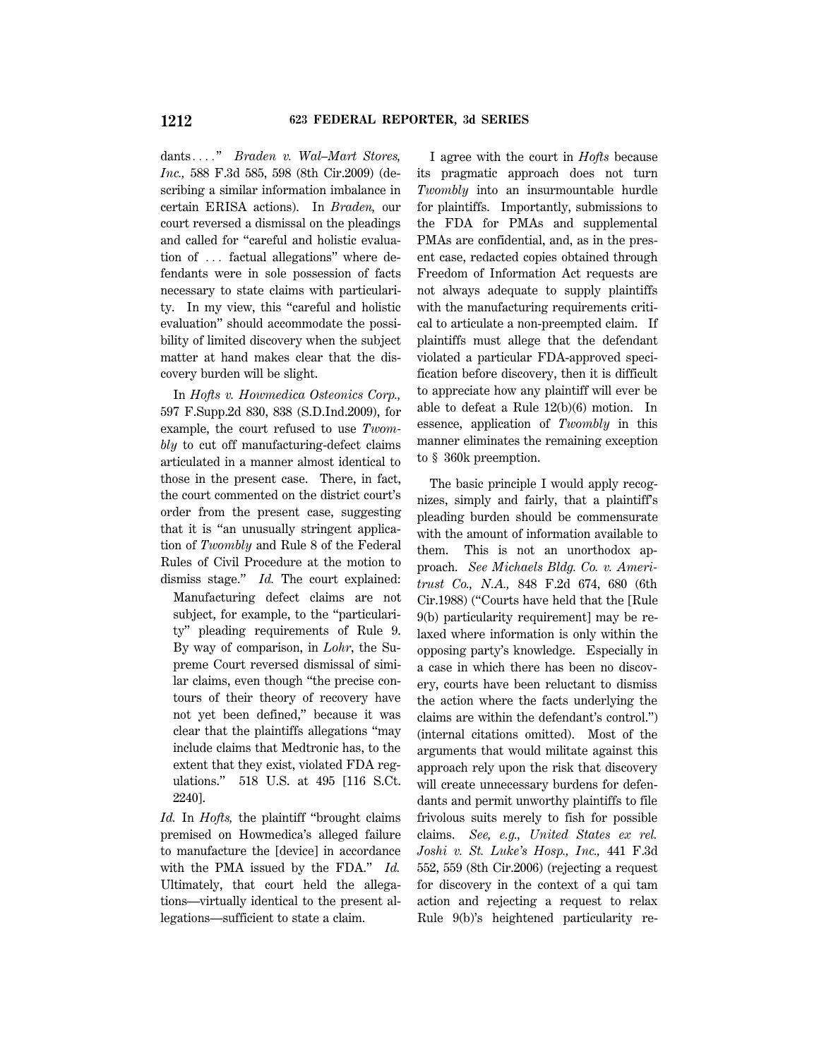dants...." *Braden v. Wal–Mart Stores, Inc.,* 588 F.3d 585, 598 (8th Cir.2009) (describing a similar information imbalance in certain ERISA actions). In *Braden,* our court reversed a dismissal on the pleadings and called for "careful and holistic evaluation of ... factual allegations" where defendants were in sole possession of facts necessary to state claims with particularity. In my view, this "careful and holistic evaluation" should accommodate the possibility of limited discovery when the subject matter at hand makes clear that the discovery burden will be slight.

In *Hofts v. Howmedica Osteonics Corp.,* 597 F.Supp.2d 830, 838 (S.D.Ind.2009), for example, the court refused to use *Twombly* to cut off manufacturing-defect claims articulated in a manner almost identical to those in the present case. There, in fact, the court commented on the district court's order from the present case, suggesting that it is "an unusually stringent application of *Twombly* and Rule 8 of the Federal Rules of Civil Procedure at the motion to dismiss stage." *Id.* The court explained:

> Manufacturing defect claims are not subject, for example, to the "particularity" pleading requirements of Rule 9. By way of comparison, in *Lohr*, the Supreme Court reversed dismissal of similar claims, even though "the precise contours of their theory of recovery have not yet been defined," because it was clear that the plaintiffs allegations "may include claims that Medtronic has, to the extent that they exist, violated FDA regulations." 518 U.S. at 495 [116 S.Ct. 2240].

*Id.* In *Hofts,* the plaintiff "brought claims premised on Howmedica's alleged failure to manufacture the [device] in accordance with the PMA issued by the FDA." *Id.* Ultimately, that court held the allegations—virtually identical to the present allegations—sufficient to state a claim.

I agree with the court in *Hofts* because its pragmatic approach does not turn *Twombly* into an insurmountable hurdle for plaintiffs. Importantly, submissions to the FDA for PMAs and supplemental PMAs are confidential, and, as in the present case, redacted copies obtained through Freedom of Information Act requests are not always adequate to supply plaintiffs with the manufacturing requirements critical to articulate a non-preempted claim. If plaintiffs must allege that the defendant violated a particular FDA-approved specification before discovery, then it is difficult to appreciate how any plaintiff will ever be able to defeat a Rule 12(b)(6) motion. In essence, application of *Twombly* in this manner eliminates the remaining exception to § 360k preemption.

The basic principle I would apply recognizes, simply and fairly, that a plaintiff's pleading burden should be commensurate with the amount of information available to them. This is not an unorthodox approach. *See Michaels Bldg. Co. v. Ameritrust Co., N.A.,* 848 F.2d 674, 680 (6th Cir.1988) ("Courts have held that the [Rule 9(b) particularity requirement] may be relaxed where information is only within the opposing party's knowledge. Especially in a case in which there has been no discovery, courts have been reluctant to dismiss the action where the facts underlying the claims are within the defendant's control.") (internal citations omitted). Most of the arguments that would militate against this approach rely upon the risk that discovery will create unnecessary burdens for defendants and permit unworthy plaintiffs to file frivolous suits merely to fish for possible claims. *See, e.g., United States ex rel. Joshi v. St. Luke's Hosp., Inc.,* 441 F.3d 552, 559 (8th Cir.2006) (rejecting a request for discovery in the context of a qui tam action and rejecting a request to relax Rule 9(b)'s heightened particularity re-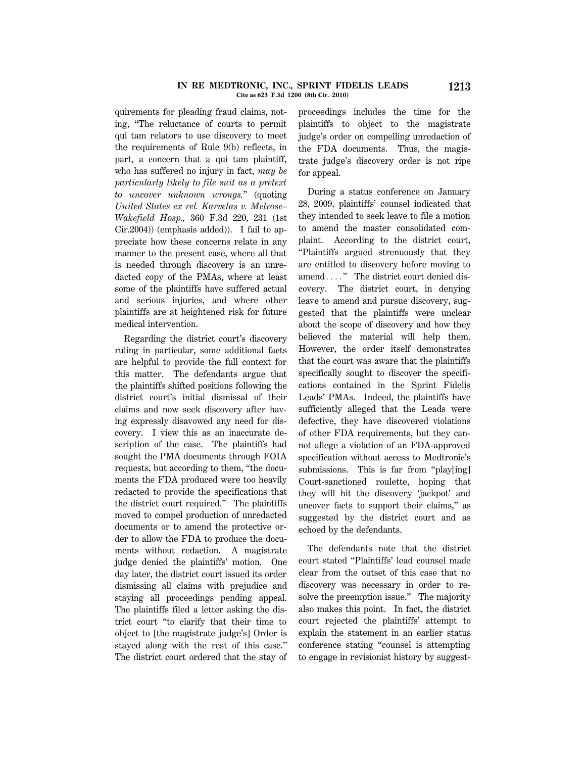quirements for pleading fraud claims, noting, "The reluctance of courts to permit qui tam relators to use discovery to meet the requirements of Rule 9(b) reflects, in part, a concern that a qui tam plaintiff, who has suffered no injury in fact, *may be particularly likely to file suit as a pretext to uncover unknown wrongs.*" (quoting *United States ex rel. Karvelas v. Melrose–Wakefield Hosp.,* 360 F.3d 220, 231 (1st Cir.2004)) (emphasis added)). I fail to appreciate how these concerns relate in any manner to the present case, where all that is needed through discovery is an unredacted copy of the PMAs, where at least some of the plaintiffs have suffered actual and serious injuries, and where other plaintiffs are at heightened risk for future medical intervention.

Regarding the district court's discovery ruling in particular, some additional facts are helpful to provide the full context for this matter. The defendants argue that the plaintiffs shifted positions following the district court's initial dismissal of their claims and now seek discovery after having expressly disavowed any need for discovery. I view this as an inaccurate description of the case. The plaintiffs had sought the PMA documents through FOIA requests, but according to them, "the documents the FDA produced were too heavily redacted to provide the specifications that the district court required." The plaintiffs moved to compel production of unredacted documents or to amend the protective order to allow the FDA to produce the documents without redaction. A magistrate judge denied the plaintiffs' motion. One day later, the district court issued its order dismissing all claims with prejudice and staying all proceedings pending appeal. The plaintiffs filed a letter asking the district court "to clarify that their time to object to [the magistrate judge's] Order is stayed along with the rest of this case." The district court ordered that the stay of proceedings includes the time for the plaintiffs to object to the magistrate judge's order on compelling unredaction of the FDA documents. Thus, the magistrate judge's discovery order is not ripe for appeal.

During a status conference on January 28, 2009, plaintiffs' counsel indicated that they intended to seek leave to file a motion to amend the master consolidated complaint. According to the district court, "Plaintiffs argued strenuously that they are entitled to discovery before moving to amend. . . ." The district court denied discovery. The district court, in denying leave to amend and pursue discovery, suggested that the plaintiffs were unclear about the scope of discovery and how they believed the material will help them. However, the order itself demonstrates that the court was aware that the plaintiffs specifically sought to discover the specifications contained in the Sprint Fidelis Leads' PMAs. Indeed, the plaintiffs have sufficiently alleged that the Leads were defective, they have discovered violations of other FDA requirements, but they cannot allege a violation of an FDA-approved specification without access to Medtronic's submissions. This is far from "play[ing] Court-sanctioned roulette, hoping that they will hit the discovery 'jackpot' and uncover facts to support their claims," as suggested by the district court and as echoed by the defendants.

The defendants note that the district court stated "Plaintiffs' lead counsel made clear from the outset of this case that no discovery was necessary in order to resolve the preemption issue." The majority also makes this point. In fact, the district court rejected the plaintiffs' attempt to explain the statement in an earlier status conference stating "counsel is attempting to engage in revisionist history by suggest-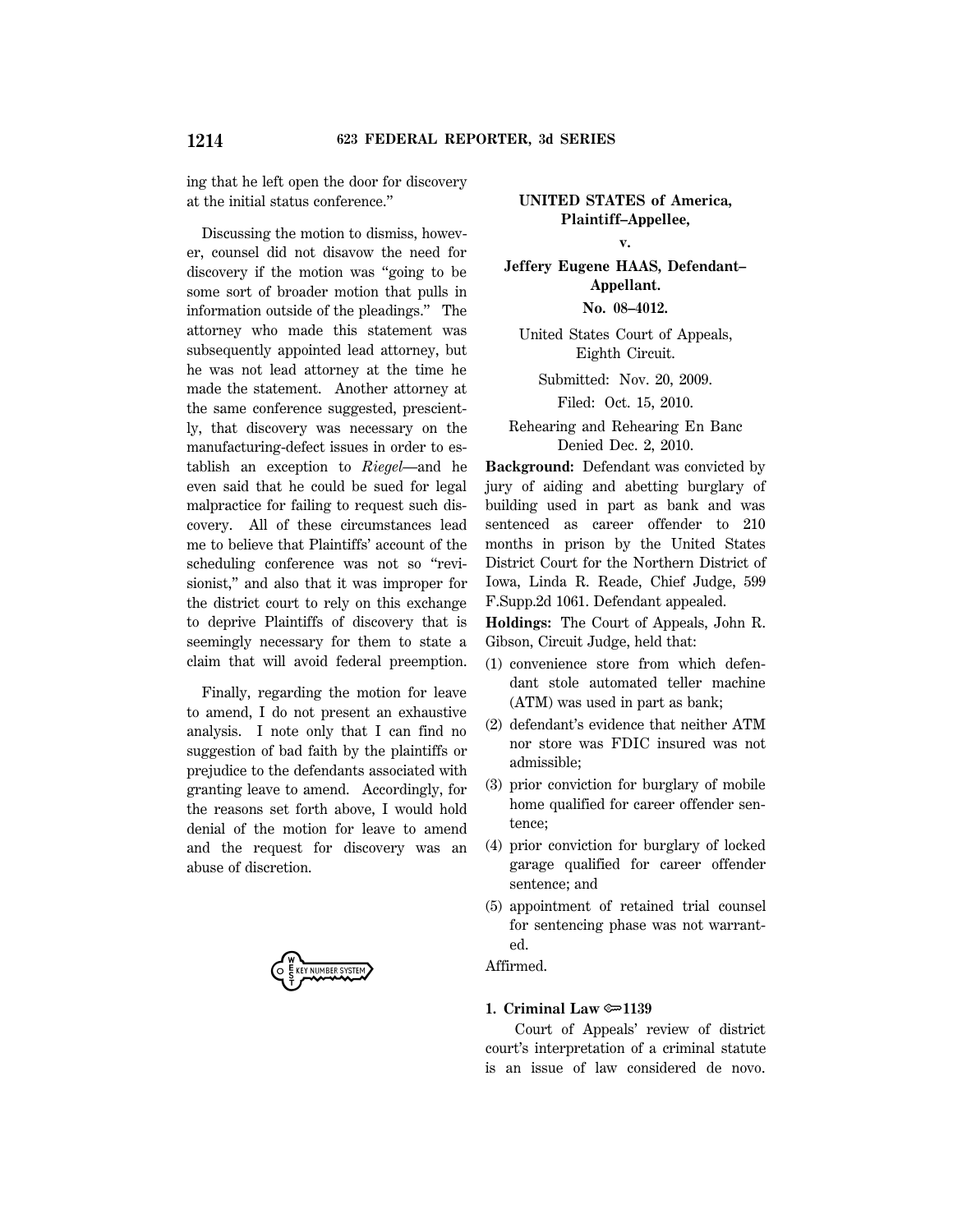ing that he left open the door for discovery at the initial status conference."

Discussing the motion to dismiss, however, counsel did not disavow the need for discovery if the motion was "going to be some sort of broader motion that pulls in information outside of the pleadings." The attorney who made this statement was subsequently appointed lead attorney, but he was not lead attorney at the time he made the statement. Another attorney at the same conference suggested, presciently, that discovery was necessary on the manufacturing-defect issues in order to establish an exception to *Riegel*—and he even said that he could be sued for legal malpractice for failing to request such discovery. All of these circumstances lead me to believe that Plaintiffs' account of the scheduling conference was not so "revisionist," and also that it was improper for the district court to rely on this exchange to deprive Plaintiffs of discovery that is seemingly necessary for them to state a claim that will avoid federal preemption.

Finally, regarding the motion for leave to amend, I do not present an exhaustive analysis. I note only that I can find no suggestion of bad faith by the plaintiffs or prejudice to the defendants associated with granting leave to amend. Accordingly, for the reasons set forth above, I would hold denial of the motion for leave to amend and the request for discovery was an abuse of discretion.

**UNITED STATES of America, Plaintiff–Appellee,**

**v.**

**Jeffery Eugene HAAS, Defendant–Appellant.**

**No. 08–4012.**

United States Court of Appeals, Eighth Circuit.

Submitted: Nov. 20, 2009.

Filed: Oct. 15, 2010.

Rehearing and Rehearing En Banc Denied Dec. 2, 2010.

**Background:** Defendant was convicted by jury of aiding and abetting burglary of building used in part as bank and was sentenced as career offender to 210 months in prison by the United States District Court for the Northern District of Iowa, Linda R. Reade, Chief Judge, 599 F.Supp.2d 1061. Defendant appealed.

**Holdings:** The Court of Appeals, John R. Gibson, Circuit Judge, held that:

(1) convenience store from which defendant stole automated teller machine (ATM) was used in part as bank;

(2) defendant's evidence that neither ATM nor store was FDIC insured was not admissible;

(3) prior conviction for burglary of mobile home qualified for career offender sentence;

(4) prior conviction for burglary of locked garage qualified for career offender sentence; and

(5) appointment of retained trial counsel for sentencing phase was not warranted.

Affirmed.

**1. Criminal Law ⟹1139**

Court of Appeals' review of district court's interpretation of a criminal statute is an issue of law considered de novo.